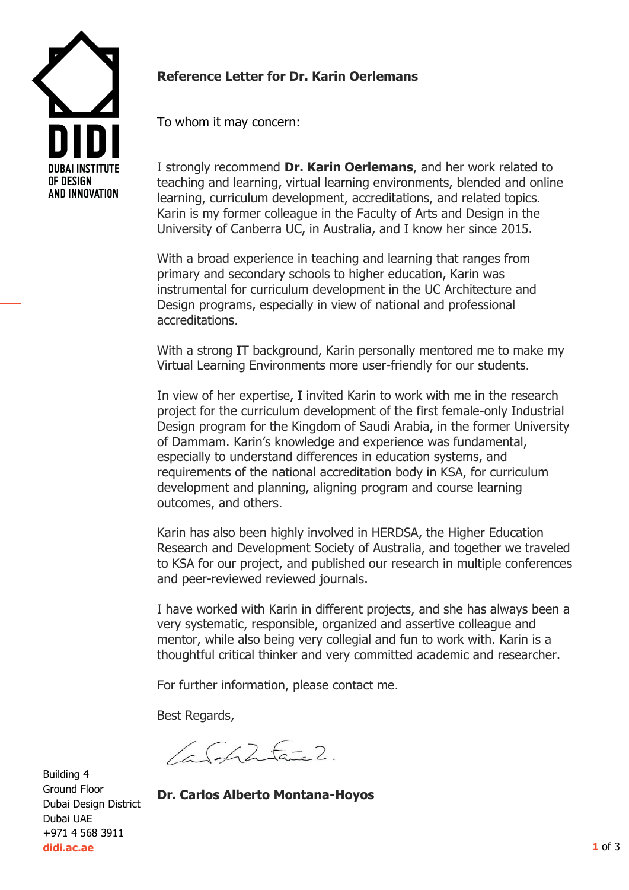DIDI
DUBAI INSTITUTE OF DESIGN AND INNOVATION

**Reference Letter for Dr. Karin Oerlemans**

To whom it may concern:

I strongly recommend **Dr. Karin Oerlemans**, and her work related to teaching and learning, virtual learning environments, blended and online learning, curriculum development, accreditations, and related topics. Karin is my former colleague in the Faculty of Arts and Design in the University of Canberra UC, in Australia, and I know her since 2015.

With a broad experience in teaching and learning that ranges from primary and secondary schools to higher education, Karin was instrumental for curriculum development in the UC Architecture and Design programs, especially in view of national and professional accreditations.

With a strong IT background, Karin personally mentored me to make my Virtual Learning Environments more user-friendly for our students.

In view of her expertise, I invited Karin to work with me in the research project for the curriculum development of the first female-only Industrial Design program for the Kingdom of Saudi Arabia, in the former University of Dammam. Karin's knowledge and experience was fundamental, especially to understand differences in education systems, and requirements of the national accreditation body in KSA, for curriculum development and planning, aligning program and course learning outcomes, and others.

Karin has also been highly involved in HERDSA, the Higher Education Research and Development Society of Australia, and together we traveled to KSA for our project, and published our research in multiple conferences and peer-reviewed reviewed journals.

I have worked with Karin in different projects, and she has always been a very systematic, responsible, organized and assertive colleague and mentor, while also being very collegial and fun to work with. Karin is a thoughtful critical thinker and very committed academic and researcher.

For further information, please contact me.

Best Regards,

**Dr. Carlos Alberto Montana-Hoyos**

Building 4
Ground Floor
Dubai Design District
Dubai UAE
+971 4 568 3911
**didi.ac.ae**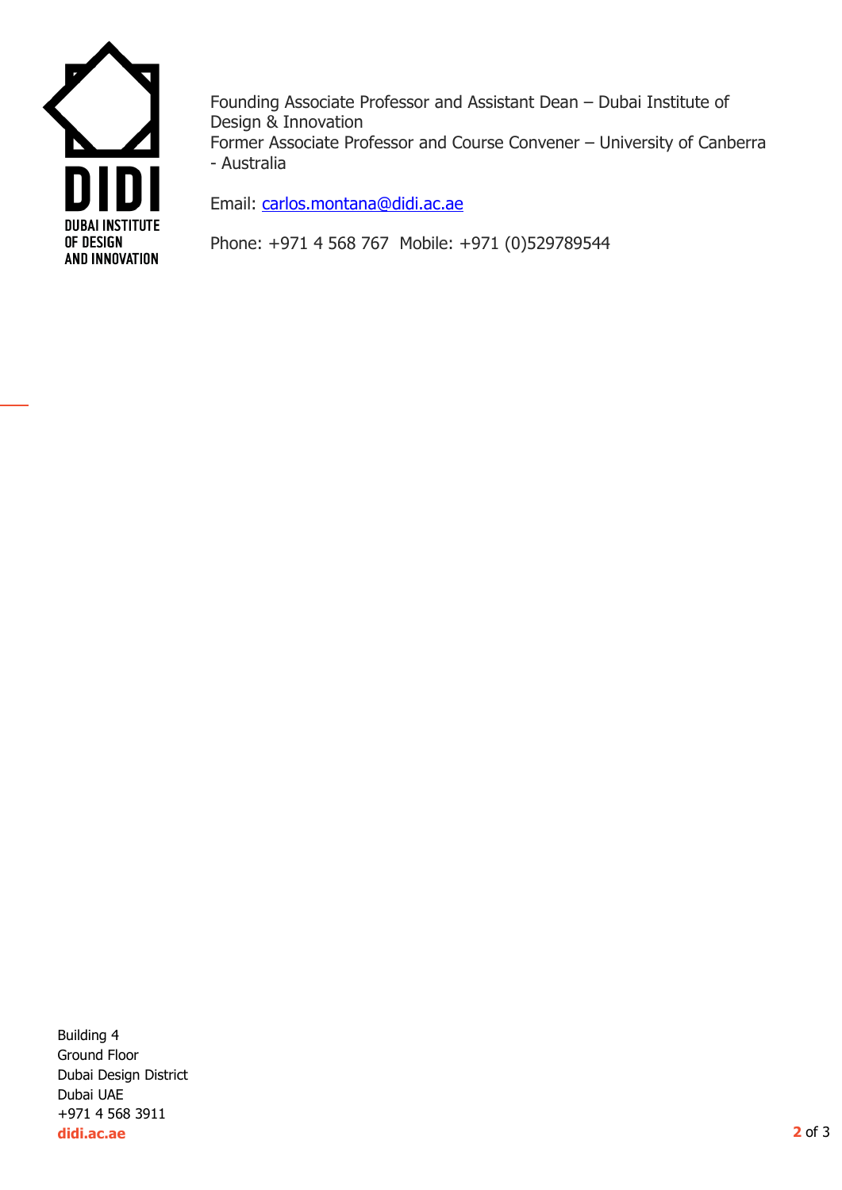DIDI
DUBAI INSTITUTE OF DESIGN AND INNOVATION

Founding Associate Professor and Assistant Dean – Dubai Institute of Design & Innovation
Former Associate Professor and Course Convener – University of Canberra - Australia

Email: [carlos.montana@didi.ac.ae](mailto:carlos.montana@didi.ac.ae)

Phone: +971 4 568 767  Mobile: +971 (0)529789544

Building 4
Ground Floor
Dubai Design District
Dubai UAE
+971 4 568 3911
**didi.ac.ae**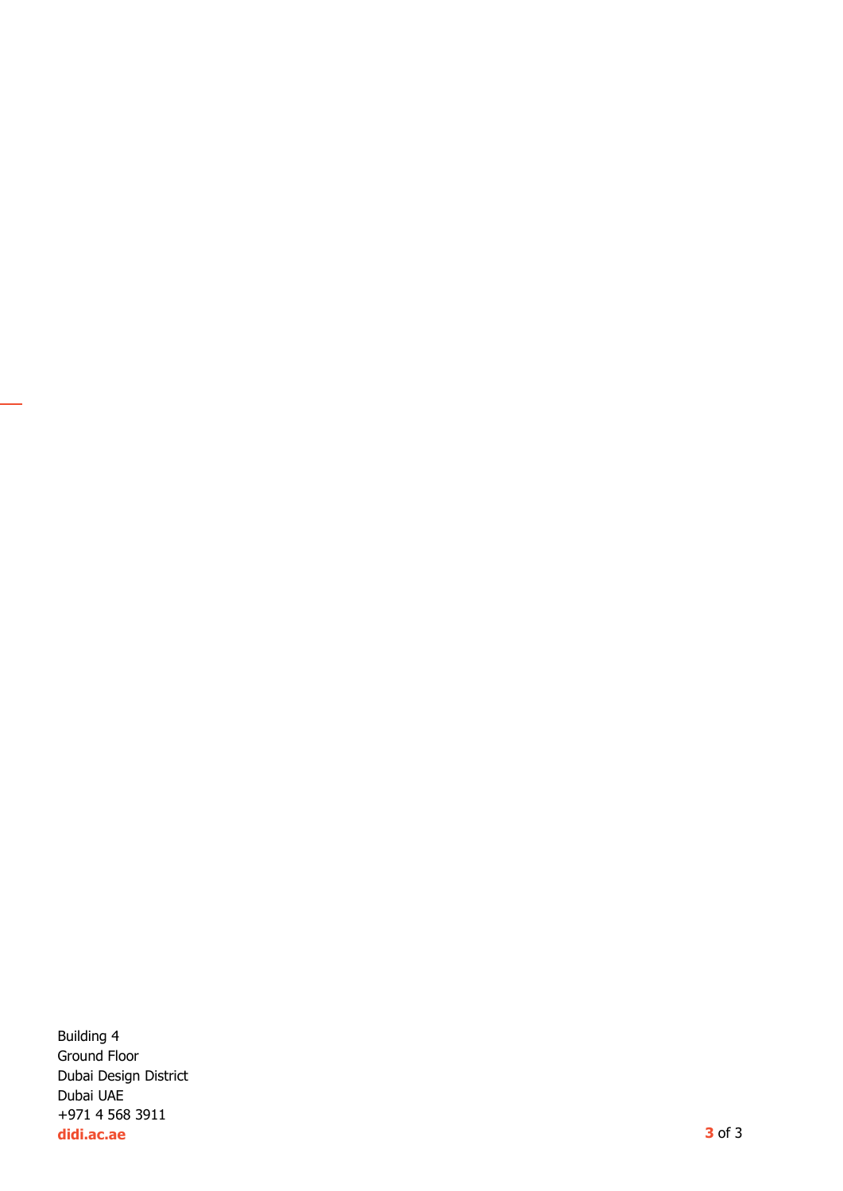Building 4
Ground Floor
Dubai Design District
Dubai UAE
+971 4 568 3911
**didi.ac.ae**